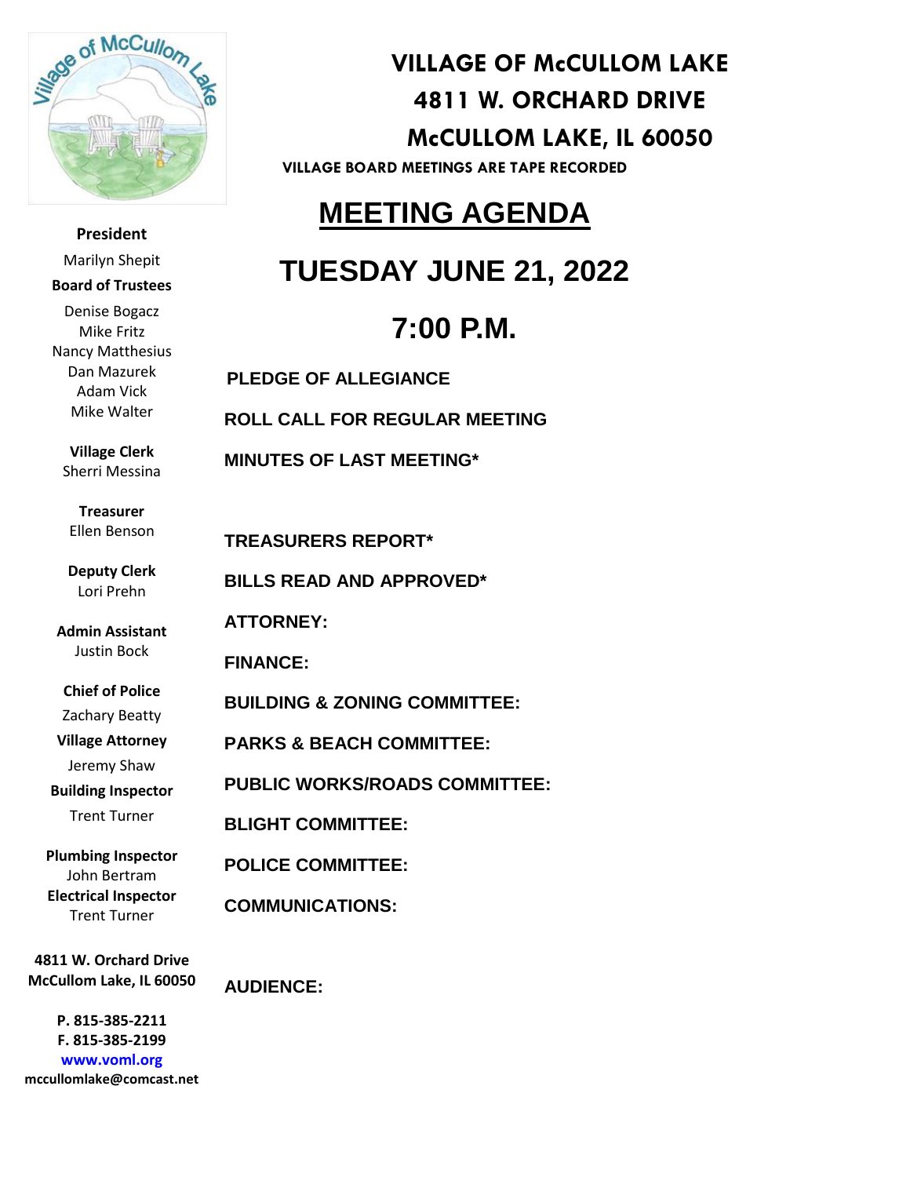# VILLAGE OF McCULLOM LAKE
# 4811 W. ORCHARD DRIVE
# McCULLOM LAKE, IL 60050

**VILLAGE BOARD MEETINGS ARE TAPE RECORDED**

**President**
Marilyn Shepit

**Board of Trustees**
Denise Bogacz
Mike Fritz
Nancy Matthesius
Dan Mazurek
Adam Vick
Mike Walter

**Village Clerk**
Sherri Messina

**Treasurer**
Ellen Benson

**Deputy Clerk**
Lori Prehn

**Admin Assistant**
Justin Bock

**Chief of Police**
Zachary Beatty

**Village Attorney**
Jeremy Shaw

**Building Inspector**
Trent Turner

**Plumbing Inspector**
John Bertram

**Electrical Inspector**
Trent Turner

**4811 W. Orchard Drive**
**McCullom Lake, IL 60050**

**P. 815-385-2211**
**F. 815-385-2199**
**www.voml.org**
**mccullomlake@comcast.net**

## MEETING AGENDA

## TUESDAY JUNE 21, 2022

## 7:00 P.M.

**PLEDGE OF ALLEGIANCE**

**ROLL CALL FOR REGULAR MEETING**

**MINUTES OF LAST MEETING***

**TREASURERS REPORT***

**BILLS READ AND APPROVED***

**ATTORNEY:**

**FINANCE:**

**BUILDING & ZONING COMMITTEE:**

**PARKS & BEACH COMMITTEE:**

**PUBLIC WORKS/ROADS COMMITTEE:**

**BLIGHT COMMITTEE:**

**POLICE COMMITTEE:**

**COMMUNICATIONS:**

**AUDIENCE:**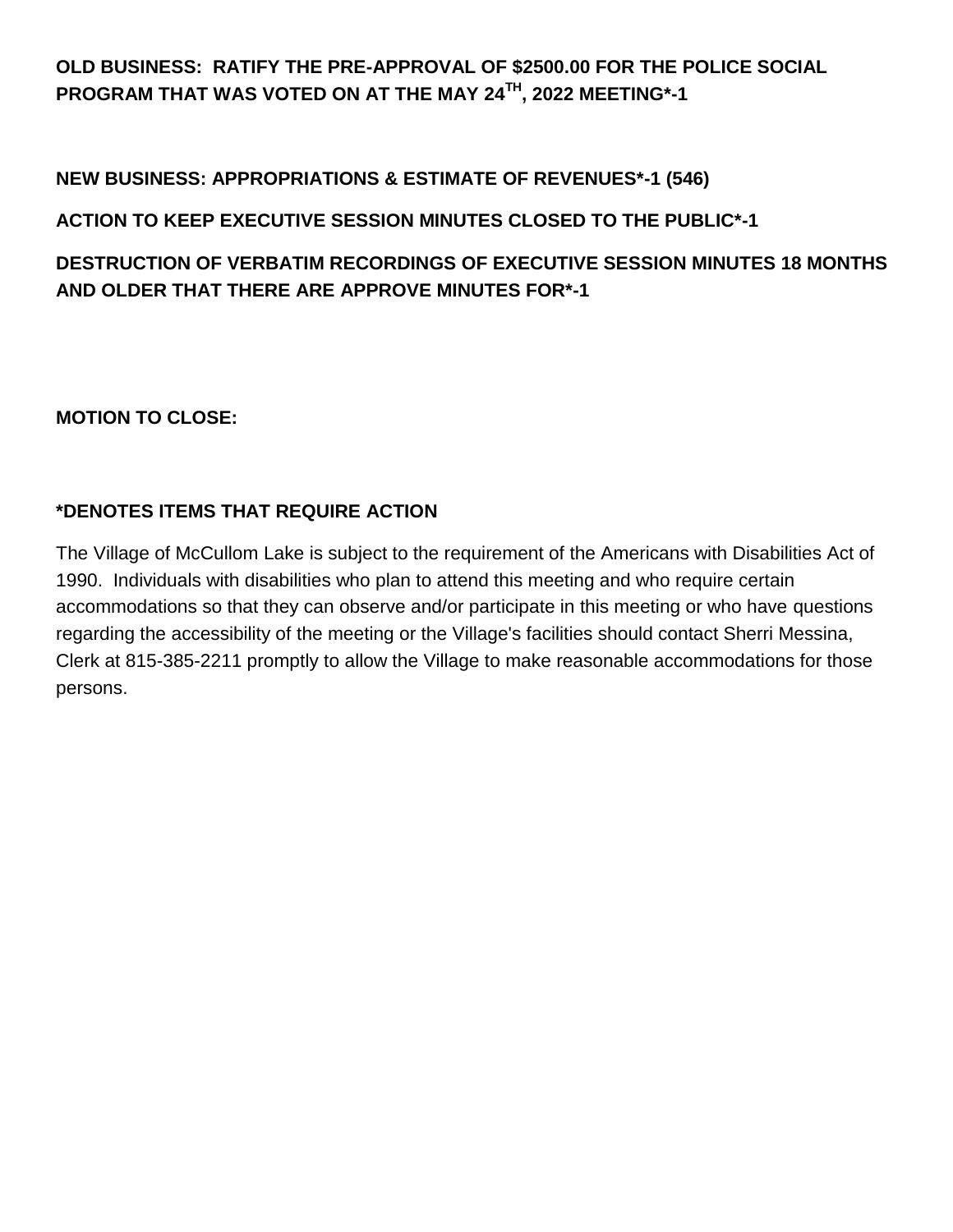**OLD BUSINESS: RATIFY THE PRE-APPROVAL OF $2500.00 FOR THE POLICE SOCIAL PROGRAM THAT WAS VOTED ON AT THE MAY 24TH, 2022 MEETING*-1**

**NEW BUSINESS: APPROPRIATIONS & ESTIMATE OF REVENUES*-1 (546)**

**ACTION TO KEEP EXECUTIVE SESSION MINUTES CLOSED TO THE PUBLIC*-1**

**DESTRUCTION OF VERBATIM RECORDINGS OF EXECUTIVE SESSION MINUTES 18 MONTHS AND OLDER THAT THERE ARE APPROVE MINUTES FOR*-1**

**MOTION TO CLOSE:**

**\*DENOTES ITEMS THAT REQUIRE ACTION**

The Village of McCullom Lake is subject to the requirement of the Americans with Disabilities Act of 1990. Individuals with disabilities who plan to attend this meeting and who require certain accommodations so that they can observe and/or participate in this meeting or who have questions regarding the accessibility of the meeting or the Village's facilities should contact Sherri Messina, Clerk at 815-385-2211 promptly to allow the Village to make reasonable accommodations for those persons.